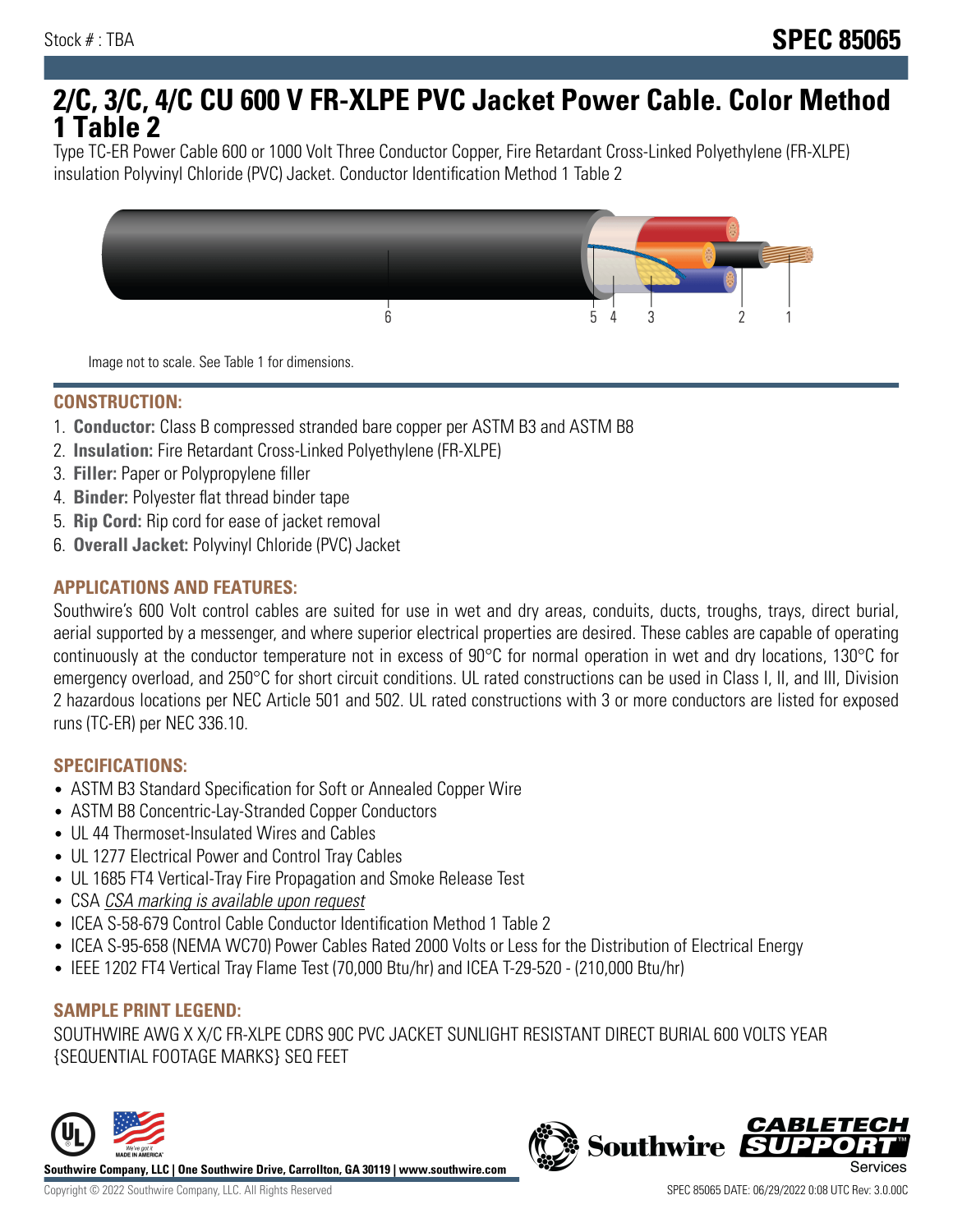Stock # : TBA

# SPEC 85065

# 2/C, 3/C, 4/C CU 600 V FR-XLPE PVC Jacket Power Cable. Color Method 1 Table 2

Type TC-ER Power Cable 600 or 1000 Volt Three Conductor Copper, Fire Retardant Cross-Linked Polyethylene (FR-XLPE) insulation Polyvinyl Chloride (PVC) Jacket. Conductor Identification Method 1 Table 2

Image not to scale. See Table 1 for dimensions.

## CONSTRUCTION:

1. **Conductor:** Class B compressed stranded bare copper per ASTM B3 and ASTM B8
2. **Insulation:** Fire Retardant Cross-Linked Polyethylene (FR-XLPE)
3. **Filler:** Paper or Polypropylene filler
4. **Binder:** Polyester flat thread binder tape
5. **Rip Cord:** Rip cord for ease of jacket removal
6. **Overall Jacket:** Polyvinyl Chloride (PVC) Jacket

## APPLICATIONS AND FEATURES:

Southwire's 600 Volt control cables are suited for use in wet and dry areas, conduits, ducts, troughs, trays, direct burial, aerial supported by a messenger, and where superior electrical properties are desired. These cables are capable of operating continuously at the conductor temperature not in excess of 90°C for normal operation in wet and dry locations, 130°C for emergency overload, and 250°C for short circuit conditions. UL rated constructions can be used in Class I, II, and III, Division 2 hazardous locations per NEC Article 501 and 502. UL rated constructions with 3 or more conductors are listed for exposed runs (TC-ER) per NEC 336.10.

## SPECIFICATIONS:

- ASTM B3 Standard Specification for Soft or Annealed Copper Wire
- ASTM B8 Concentric-Lay-Stranded Copper Conductors
- UL 44 Thermoset-Insulated Wires and Cables
- UL 1277 Electrical Power and Control Tray Cables
- UL 1685 FT4 Vertical-Tray Fire Propagation and Smoke Release Test
- CSA *CSA marking is available upon request*
- ICEA S-58-679 Control Cable Conductor Identification Method 1 Table 2
- ICEA S-95-658 (NEMA WC70) Power Cables Rated 2000 Volts or Less for the Distribution of Electrical Energy
- IEEE 1202 FT4 Vertical Tray Flame Test (70,000 Btu/hr) and ICEA T-29-520 - (210,000 Btu/hr)

## SAMPLE PRINT LEGEND:

SOUTHWIRE AWG X X/C FR-XLPE CDRS 90C PVC JACKET SUNLIGHT RESISTANT DIRECT BURIAL 600 VOLTS YEAR {SEQUENTIAL FOOTAGE MARKS} SEQ FEET

Southwire Company, LLC | One Southwire Drive, Carrollton, GA 30119 | www.southwire.com

Copyright © 2022 Southwire Company, LLC. All Rights Reserved

SPEC 85065 DATE: 06/29/2022 0:08 UTC Rev: 3.0.00C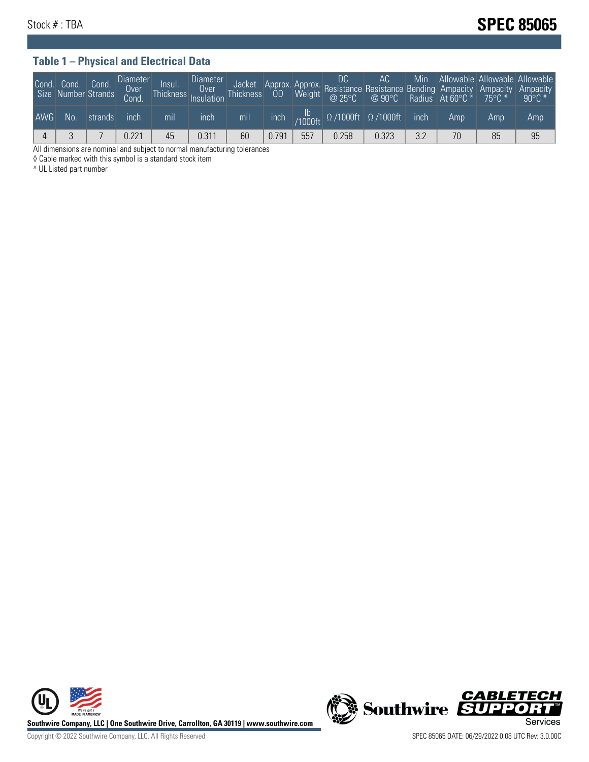### Table 1 – Physical and Electrical Data

| Cond. Size | Cond. Number | Cond. Strands | Diameter Over Cond. | Insul. Thickness | Diameter Over Insulation | Jacket Thickness | Approx. OD | Approx. Weight | DC Resistance @ 25°C | AC Resistance @ 90°C | Min Bending Radius | Allowable Ampacity At 60°C * | Allowable Ampacity 75°C * | Allowable Ampacity 90°C * |
|---|---|---|---|---|---|---|---|---|---|---|---|---|---|---|
| AWG | No. | strands | inch | mil | inch | mil | inch | lb /1000ft | Ω /1000ft | Ω /1000ft | inch | Amp | Amp | Amp |
| 4 | 3 | 7 | 0.221 | 45 | 0.311 | 60 | 0.791 | 557 | 0.258 | 0.323 | 3.2 | 70 | 85 | 95 |

All dimensions are nominal and subject to normal manufacturing tolerances

◊ Cable marked with this symbol is a standard stock item

^ UL Listed part number

Southwire Company, LLC | One Southwire Drive, Carrollton, GA 30119 | www.southwire.com

Copyright © 2022 Southwire Company, LLC. All Rights Reserved

SPEC 85065 DATE: 06/29/2022 0:08 UTC Rev: 3.0.00C